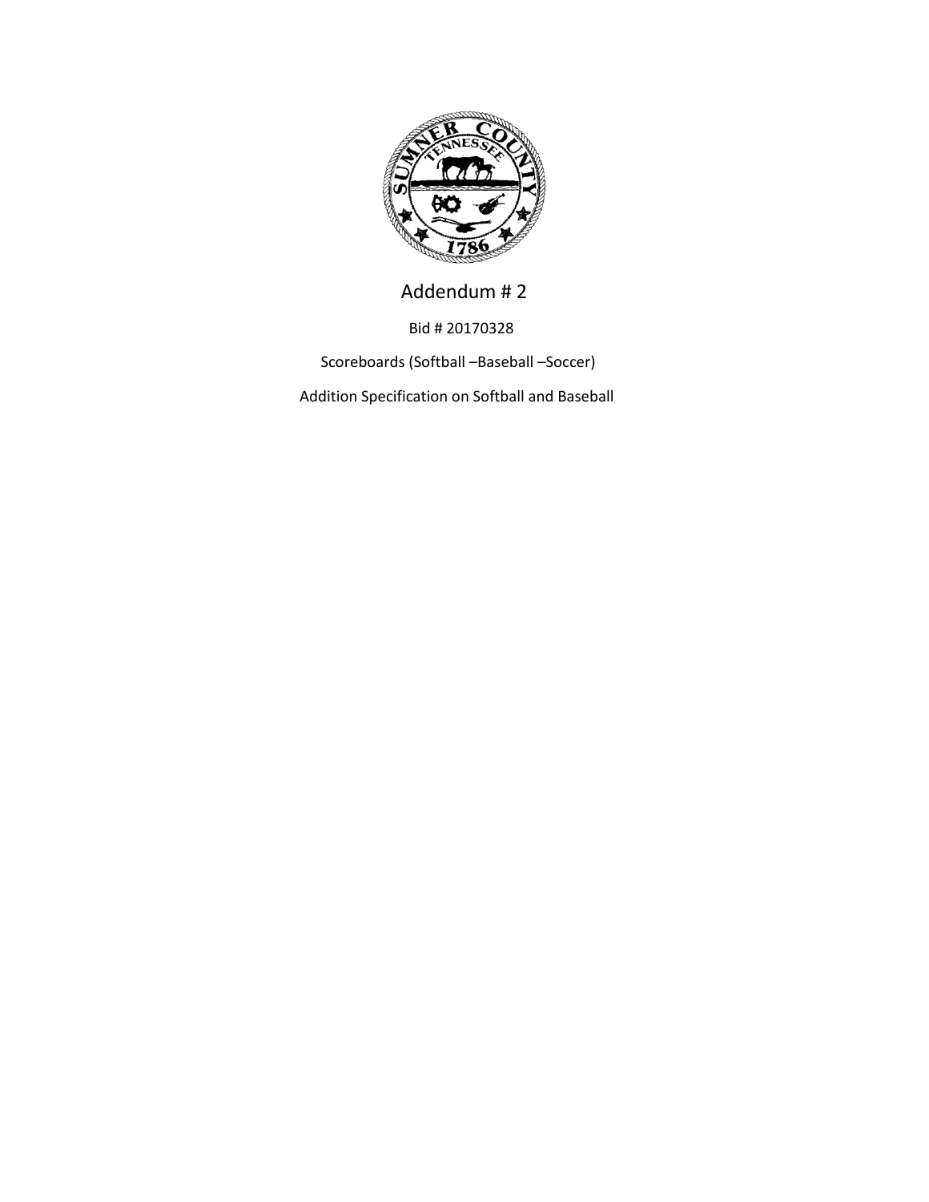# Addendum # 2

Bid # 20170328

Scoreboards (Softball –Baseball –Soccer)

Addition Specification on Softball and Baseball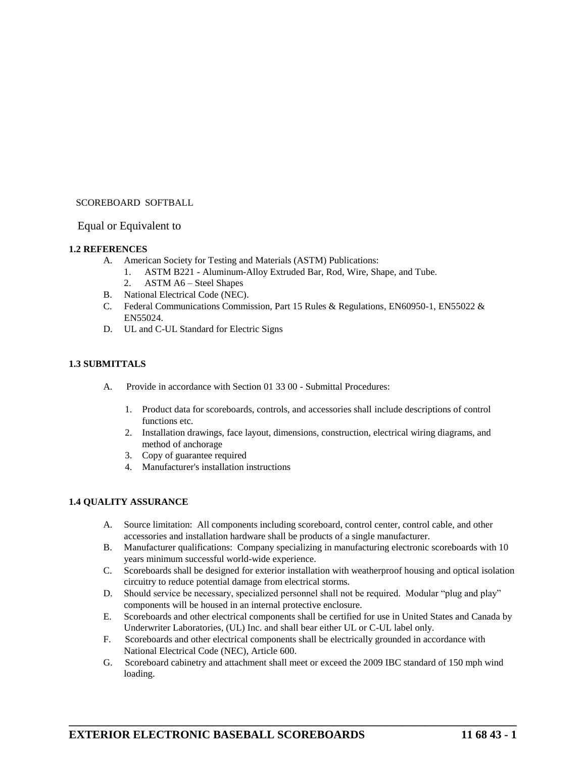SCOREBOARD  SOFTBALL

Equal or Equivalent to

**1.2 REFERENCES**

A. American Society for Testing and Materials (ASTM) Publications:
   1. ASTM B221 - Aluminum-Alloy Extruded Bar, Rod, Wire, Shape, and Tube.
   2. ASTM A6 – Steel Shapes
B. National Electrical Code (NEC).
C. Federal Communications Commission, Part 15 Rules & Regulations, EN60950-1, EN55022 & EN55024.
D. UL and C-UL Standard for Electric Signs

**1.3 SUBMITTALS**

A. Provide in accordance with Section 01 33 00 - Submittal Procedures:

   1. Product data for scoreboards, controls, and accessories shall include descriptions of control functions etc.
   2. Installation drawings, face layout, dimensions, construction, electrical wiring diagrams, and method of anchorage
   3. Copy of guarantee required
   4. Manufacturer's installation instructions

**1.4 QUALITY ASSURANCE**

A. Source limitation: All components including scoreboard, control center, control cable, and other accessories and installation hardware shall be products of a single manufacturer.
B. Manufacturer qualifications: Company specializing in manufacturing electronic scoreboards with 10 years minimum successful world-wide experience.
C. Scoreboards shall be designed for exterior installation with weatherproof housing and optical isolation circuitry to reduce potential damage from electrical storms.
D. Should service be necessary, specialized personnel shall not be required. Modular “plug and play” components will be housed in an internal protective enclosure.
E. Scoreboards and other electrical components shall be certified for use in United States and Canada by Underwriter Laboratories, (UL) Inc. and shall bear either UL or C-UL label only.
F. Scoreboards and other electrical components shall be electrically grounded in accordance with National Electrical Code (NEC), Article 600.
G. Scoreboard cabinetry and attachment shall meet or exceed the 2009 IBC standard of 150 mph wind loading.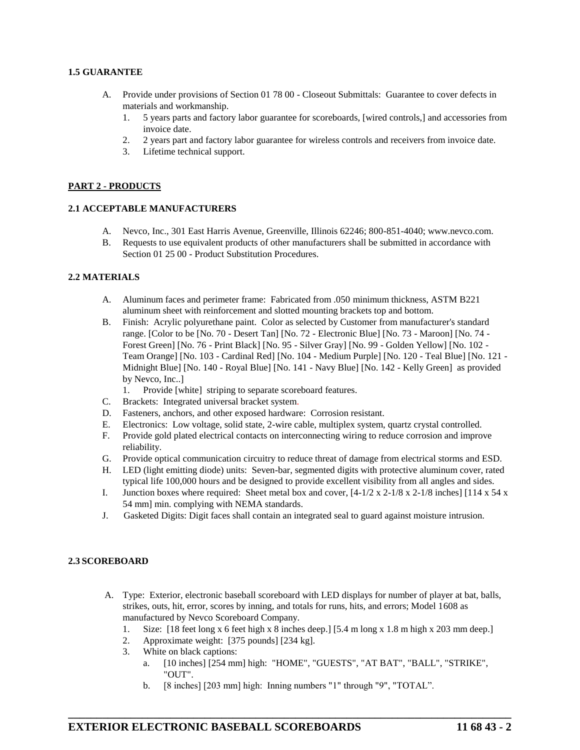### 1.5 GUARANTEE

A. Provide under provisions of Section 01 78 00 - Closeout Submittals: Guarantee to cover defects in materials and workmanship.
   1. 5 years parts and factory labor guarantee for scoreboards, [wired controls,] and accessories from invoice date.
   2. 2 years part and factory labor guarantee for wireless controls and receivers from invoice date.
   3. Lifetime technical support.

## PART 2 - PRODUCTS

### 2.1 ACCEPTABLE MANUFACTURERS

A. Nevco, Inc., 301 East Harris Avenue, Greenville, Illinois 62246; 800-851-4040; www.nevco.com.
B. Requests to use equivalent products of other manufacturers shall be submitted in accordance with Section 01 25 00 - Product Substitution Procedures.

### 2.2 MATERIALS

A. Aluminum faces and perimeter frame: Fabricated from .050 minimum thickness, ASTM B221 aluminum sheet with reinforcement and slotted mounting brackets top and bottom.
B. Finish: Acrylic polyurethane paint. Color as selected by Customer from manufacturer's standard range. [Color to be [No. 70 - Desert Tan] [No. 72 - Electronic Blue] [No. 73 - Maroon] [No. 74 - Forest Green] [No. 76 - Print Black] [No. 95 - Silver Gray] [No. 99 - Golden Yellow] [No. 102 - Team Orange] [No. 103 - Cardinal Red] [No. 104 - Medium Purple] [No. 120 - Teal Blue] [No. 121 - Midnight Blue] [No. 140 - Royal Blue] [No. 141 - Navy Blue] [No. 142 - Kelly Green] as provided by Nevco, Inc..]
   1. Provide [white] striping to separate scoreboard features.
C. Brackets: Integrated universal bracket system.
D. Fasteners, anchors, and other exposed hardware: Corrosion resistant.
E. Electronics: Low voltage, solid state, 2-wire cable, multiplex system, quartz crystal controlled.
F. Provide gold plated electrical contacts on interconnecting wiring to reduce corrosion and improve reliability.
G. Provide optical communication circuitry to reduce threat of damage from electrical storms and ESD.
H. LED (light emitting diode) units: Seven-bar, segmented digits with protective aluminum cover, rated typical life 100,000 hours and be designed to provide excellent visibility from all angles and sides.
I. Junction boxes where required: Sheet metal box and cover, [4-1/2 x 2-1/8 x 2-1/8 inches] [114 x 54 x 54 mm] min. complying with NEMA standards.
J. Gasketed Digits: Digit faces shall contain an integrated seal to guard against moisture intrusion.

### 2.3 SCOREBOARD

A. Type: Exterior, electronic baseball scoreboard with LED displays for number of player at bat, balls, strikes, outs, hit, error, scores by inning, and totals for runs, hits, and errors; Model 1608 as manufactured by Nevco Scoreboard Company.
   1. Size: [18 feet long x 6 feet high x 8 inches deep.] [5.4 m long x 1.8 m high x 203 mm deep.]
   2. Approximate weight: [375 pounds] [234 kg].
   3. White on black captions:
      a. [10 inches] [254 mm] high: "HOME", "GUESTS", "AT BAT", "BALL", "STRIKE", "OUT".
      b. [8 inches] [203 mm] high: Inning numbers "1" through "9", "TOTAL".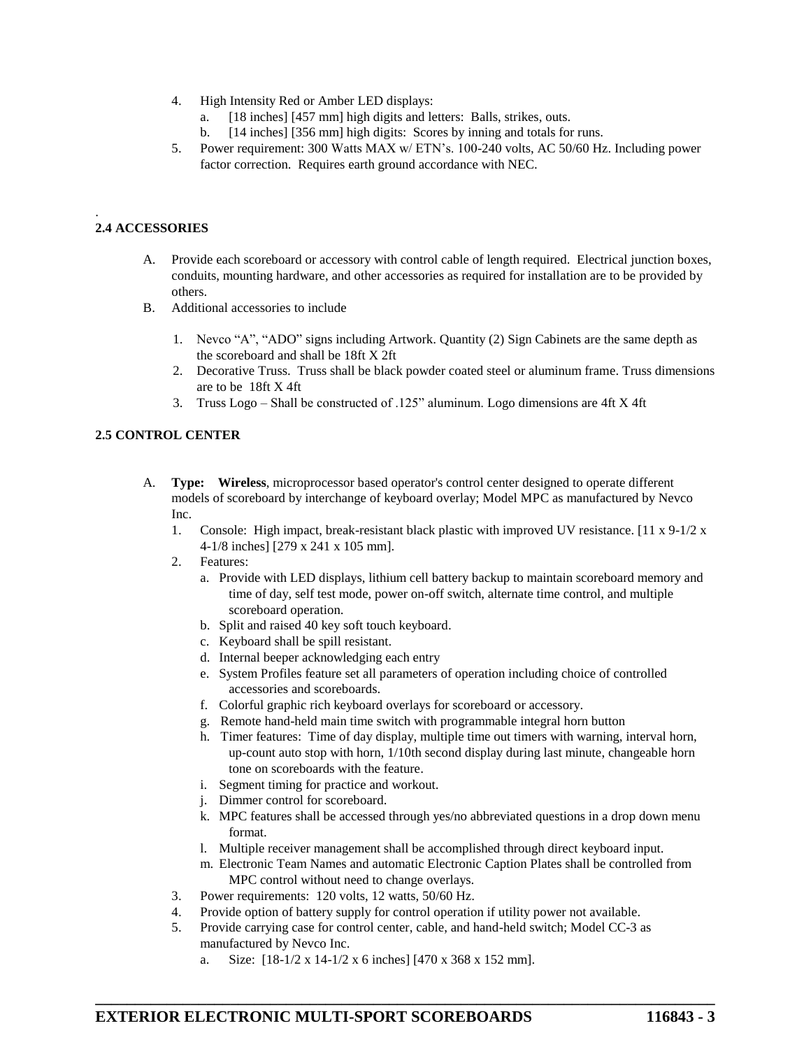4. High Intensity Red or Amber LED displays:
   a. [18 inches] [457 mm] high digits and letters: Balls, strikes, outs.
   b. [14 inches] [356 mm] high digits: Scores by inning and totals for runs.
5. Power requirement: 300 Watts MAX w/ ETN's. 100-240 volts, AC 50/60 Hz. Including power factor correction. Requires earth ground accordance with NEC.

.
**2.4 ACCESSORIES**

A. Provide each scoreboard or accessory with control cable of length required. Electrical junction boxes, conduits, mounting hardware, and other accessories as required for installation are to be provided by others.
B. Additional accessories to include

   1. Nevco "A", "ADO" signs including Artwork. Quantity (2) Sign Cabinets are the same depth as the scoreboard and shall be 18ft X 2ft
   2. Decorative Truss. Truss shall be black powder coated steel or aluminum frame. Truss dimensions are to be 18ft X 4ft
   3. Truss Logo – Shall be constructed of .125" aluminum. Logo dimensions are 4ft X 4ft

**2.5 CONTROL CENTER**

A. **Type: Wireless**, microprocessor based operator's control center designed to operate different models of scoreboard by interchange of keyboard overlay; Model MPC as manufactured by Nevco Inc.
   1. Console: High impact, break-resistant black plastic with improved UV resistance. [11 x 9-1/2 x 4-1/8 inches] [279 x 241 x 105 mm].
   2. Features:
      a. Provide with LED displays, lithium cell battery backup to maintain scoreboard memory and time of day, self test mode, power on-off switch, alternate time control, and multiple scoreboard operation.
      b. Split and raised 40 key soft touch keyboard.
      c. Keyboard shall be spill resistant.
      d. Internal beeper acknowledging each entry
      e. System Profiles feature set all parameters of operation including choice of controlled accessories and scoreboards.
      f. Colorful graphic rich keyboard overlays for scoreboard or accessory.
      g. Remote hand-held main time switch with programmable integral horn button
      h. Timer features: Time of day display, multiple time out timers with warning, interval horn, up-count auto stop with horn, 1/10th second display during last minute, changeable horn tone on scoreboards with the feature.
      i. Segment timing for practice and workout.
      j. Dimmer control for scoreboard.
      k. MPC features shall be accessed through yes/no abbreviated questions in a drop down menu format.
      l. Multiple receiver management shall be accomplished through direct keyboard input.
      m. Electronic Team Names and automatic Electronic Caption Plates shall be controlled from MPC control without need to change overlays.
   3. Power requirements: 120 volts, 12 watts, 50/60 Hz.
   4. Provide option of battery supply for control operation if utility power not available.
   5. Provide carrying case for control center, cable, and hand-held switch; Model CC-3 as manufactured by Nevco Inc.
      a. Size: [18-1/2 x 14-1/2 x 6 inches] [470 x 368 x 152 mm].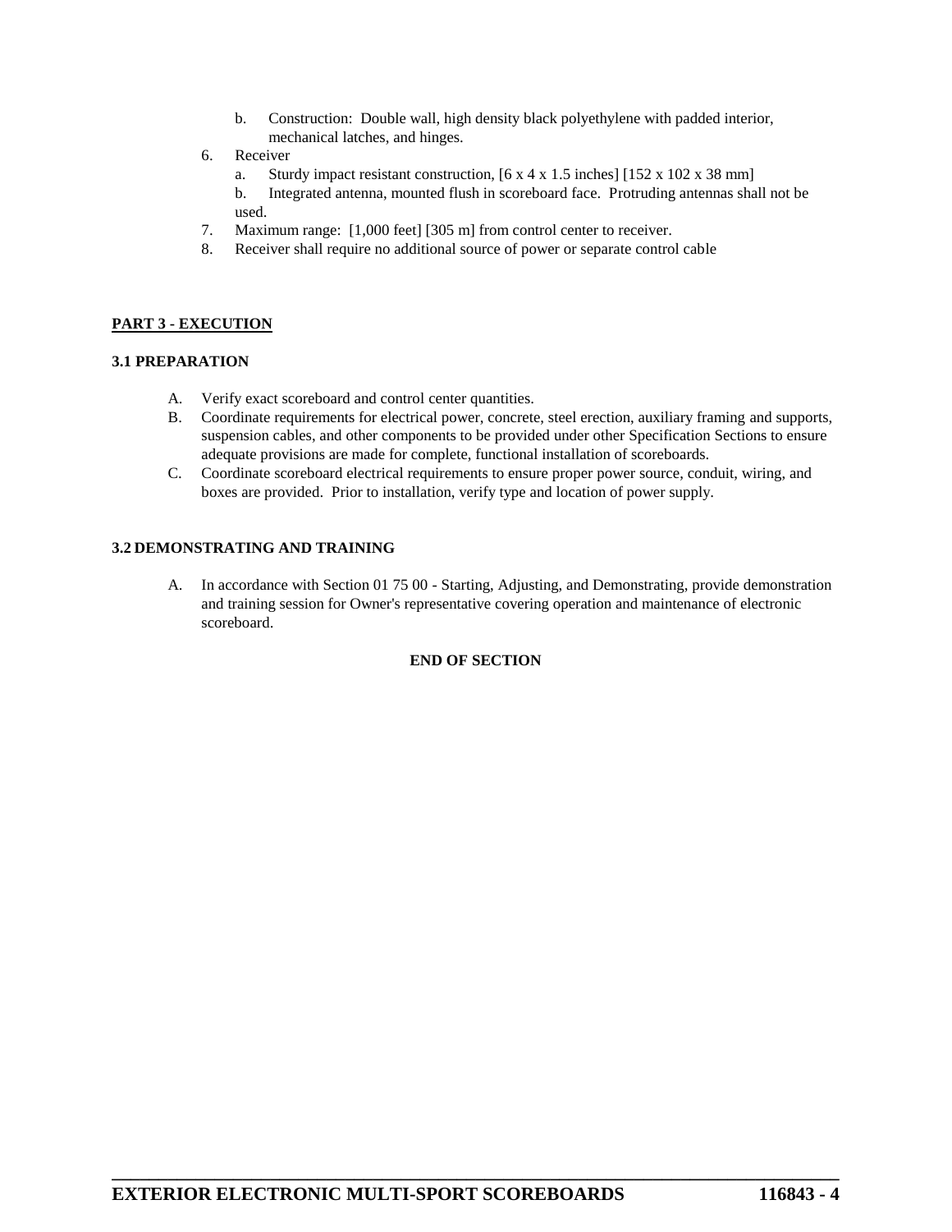b. Construction: Double wall, high density black polyethylene with padded interior, mechanical latches, and hinges.

6. Receiver
   a. Sturdy impact resistant construction, [6 x 4 x 1.5 inches] [152 x 102 x 38 mm]
   b. Integrated antenna, mounted flush in scoreboard face. Protruding antennas shall not be used.
7. Maximum range: [1,000 feet] [305 m] from control center to receiver.
8. Receiver shall require no additional source of power or separate control cable

## PART 3 - EXECUTION

### 3.1 PREPARATION

A. Verify exact scoreboard and control center quantities.

B. Coordinate requirements for electrical power, concrete, steel erection, auxiliary framing and supports, suspension cables, and other components to be provided under other Specification Sections to ensure adequate provisions are made for complete, functional installation of scoreboards.

C. Coordinate scoreboard electrical requirements to ensure proper power source, conduit, wiring, and boxes are provided. Prior to installation, verify type and location of power supply.

### 3.2 DEMONSTRATING AND TRAINING

A. In accordance with Section 01 75 00 - Starting, Adjusting, and Demonstrating, provide demonstration and training session for Owner's representative covering operation and maintenance of electronic scoreboard.

**END OF SECTION**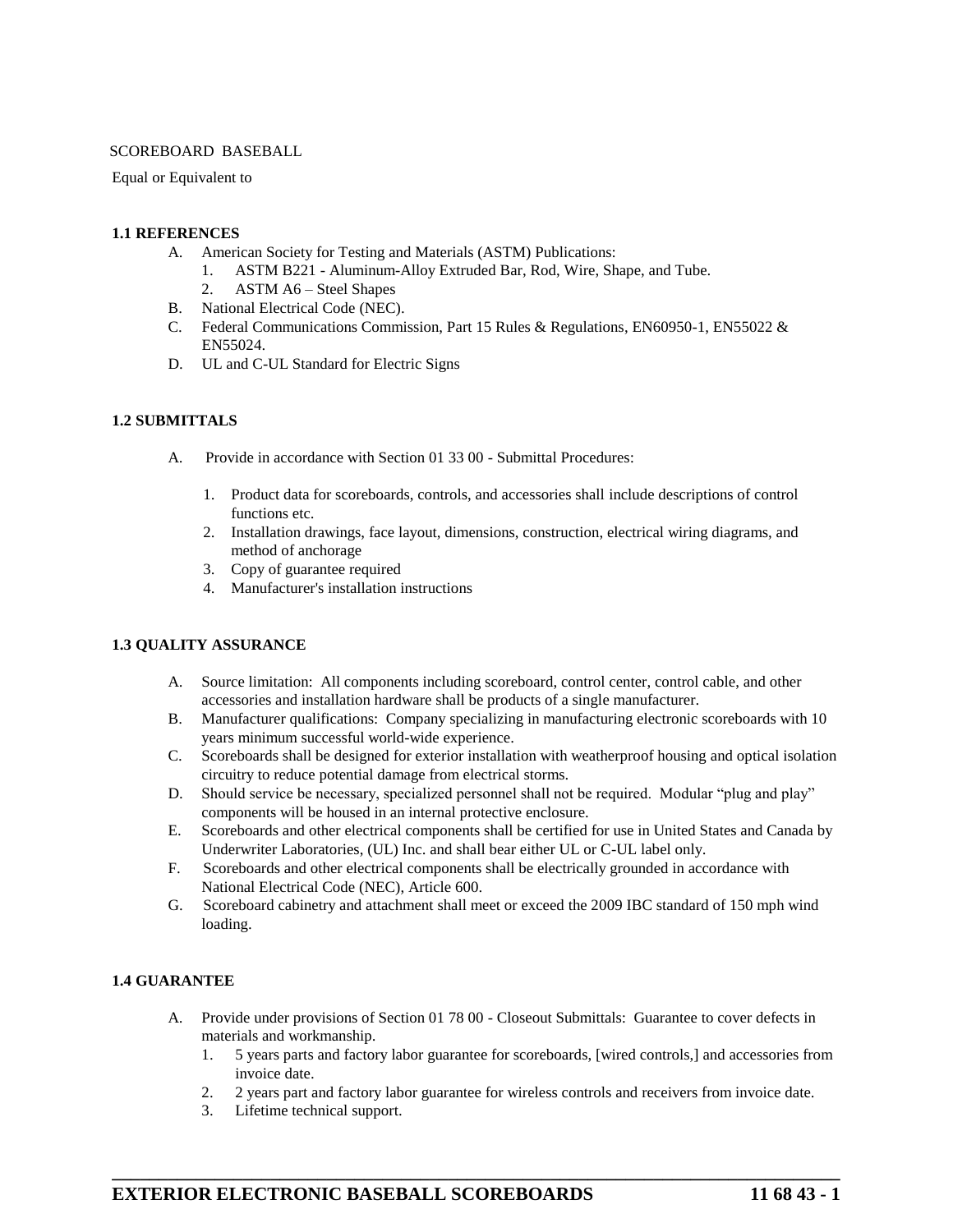SCOREBOARD BASEBALL

Equal or Equivalent to

**1.1 REFERENCES**

A. American Society for Testing and Materials (ASTM) Publications:
   1. ASTM B221 - Aluminum-Alloy Extruded Bar, Rod, Wire, Shape, and Tube.
   2. ASTM A6 – Steel Shapes
B. National Electrical Code (NEC).
C. Federal Communications Commission, Part 15 Rules & Regulations, EN60950-1, EN55022 & EN55024.
D. UL and C-UL Standard for Electric Signs

**1.2 SUBMITTALS**

A. Provide in accordance with Section 01 33 00 - Submittal Procedures:

   1. Product data for scoreboards, controls, and accessories shall include descriptions of control functions etc.
   2. Installation drawings, face layout, dimensions, construction, electrical wiring diagrams, and method of anchorage
   3. Copy of guarantee required
   4. Manufacturer's installation instructions

**1.3 QUALITY ASSURANCE**

A. Source limitation: All components including scoreboard, control center, control cable, and other accessories and installation hardware shall be products of a single manufacturer.
B. Manufacturer qualifications: Company specializing in manufacturing electronic scoreboards with 10 years minimum successful world-wide experience.
C. Scoreboards shall be designed for exterior installation with weatherproof housing and optical isolation circuitry to reduce potential damage from electrical storms.
D. Should service be necessary, specialized personnel shall not be required. Modular "plug and play" components will be housed in an internal protective enclosure.
E. Scoreboards and other electrical components shall be certified for use in United States and Canada by Underwriter Laboratories, (UL) Inc. and shall bear either UL or C-UL label only.
F. Scoreboards and other electrical components shall be electrically grounded in accordance with National Electrical Code (NEC), Article 600.
G. Scoreboard cabinetry and attachment shall meet or exceed the 2009 IBC standard of 150 mph wind loading.

**1.4 GUARANTEE**

A. Provide under provisions of Section 01 78 00 - Closeout Submittals: Guarantee to cover defects in materials and workmanship.
   1. 5 years parts and factory labor guarantee for scoreboards, [wired controls,] and accessories from invoice date.
   2. 2 years part and factory labor guarantee for wireless controls and receivers from invoice date.
   3. Lifetime technical support.

**EXTERIOR ELECTRONIC BASEBALL SCOREBOARDS 11 68 43 - 1**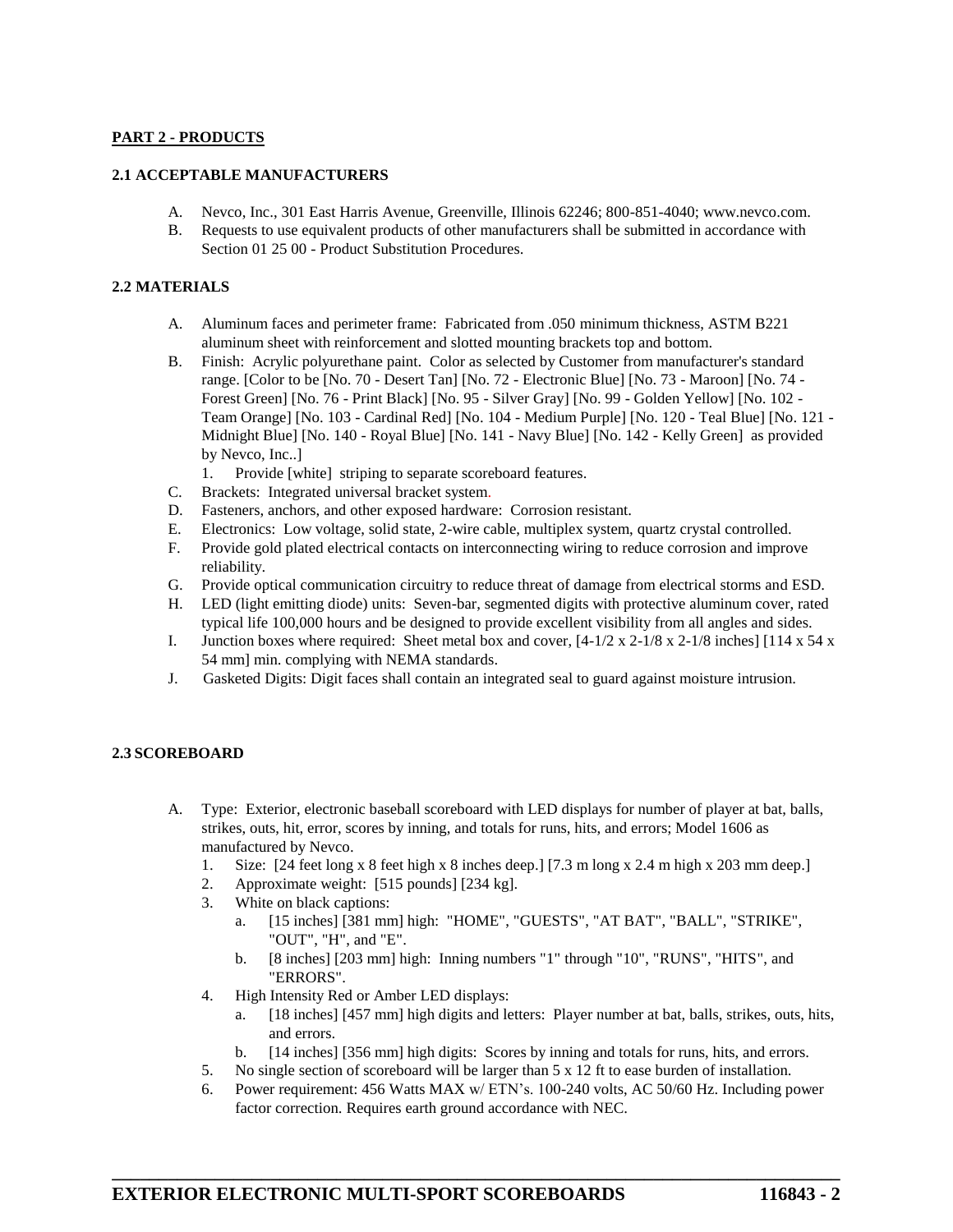**PART 2 - PRODUCTS**

**2.1 ACCEPTABLE MANUFACTURERS**

A. Nevco, Inc., 301 East Harris Avenue, Greenville, Illinois 62246; 800-851-4040; www.nevco.com.
B. Requests to use equivalent products of other manufacturers shall be submitted in accordance with Section 01 25 00 - Product Substitution Procedures.

**2.2 MATERIALS**

A. Aluminum faces and perimeter frame: Fabricated from .050 minimum thickness, ASTM B221 aluminum sheet with reinforcement and slotted mounting brackets top and bottom.
B. Finish: Acrylic polyurethane paint. Color as selected by Customer from manufacturer's standard range. [Color to be [No. 70 - Desert Tan] [No. 72 - Electronic Blue] [No. 73 - Maroon] [No. 74 - Forest Green] [No. 76 - Print Black] [No. 95 - Silver Gray] [No. 99 - Golden Yellow] [No. 102 - Team Orange] [No. 103 - Cardinal Red] [No. 104 - Medium Purple] [No. 120 - Teal Blue] [No. 121 - Midnight Blue] [No. 140 - Royal Blue] [No. 141 - Navy Blue] [No. 142 - Kelly Green] as provided by Nevco, Inc..]
   1. Provide [white] striping to separate scoreboard features.
C. Brackets: Integrated universal bracket system.
D. Fasteners, anchors, and other exposed hardware: Corrosion resistant.
E. Electronics: Low voltage, solid state, 2-wire cable, multiplex system, quartz crystal controlled.
F. Provide gold plated electrical contacts on interconnecting wiring to reduce corrosion and improve reliability.
G. Provide optical communication circuitry to reduce threat of damage from electrical storms and ESD.
H. LED (light emitting diode) units: Seven-bar, segmented digits with protective aluminum cover, rated typical life 100,000 hours and be designed to provide excellent visibility from all angles and sides.
I. Junction boxes where required: Sheet metal box and cover, [4-1/2 x 2-1/8 x 2-1/8 inches] [114 x 54 x 54 mm] min. complying with NEMA standards.
J. Gasketed Digits: Digit faces shall contain an integrated seal to guard against moisture intrusion.

**2.3 SCOREBOARD**

A. Type: Exterior, electronic baseball scoreboard with LED displays for number of player at bat, balls, strikes, outs, hit, error, scores by inning, and totals for runs, hits, and errors; Model 1606 as manufactured by Nevco.
   1. Size: [24 feet long x 8 feet high x 8 inches deep.] [7.3 m long x 2.4 m high x 203 mm deep.]
   2. Approximate weight: [515 pounds] [234 kg].
   3. White on black captions:
      a. [15 inches] [381 mm] high: "HOME", "GUESTS", "AT BAT", "BALL", "STRIKE", "OUT", "H", and "E".
      b. [8 inches] [203 mm] high: Inning numbers "1" through "10", "RUNS", "HITS", and "ERRORS".
   4. High Intensity Red or Amber LED displays:
      a. [18 inches] [457 mm] high digits and letters: Player number at bat, balls, strikes, outs, hits, and errors.
      b. [14 inches] [356 mm] high digits: Scores by inning and totals for runs, hits, and errors.
   5. No single section of scoreboard will be larger than 5 x 12 ft to ease burden of installation.
   6. Power requirement: 456 Watts MAX w/ ETN's. 100-240 volts, AC 50/60 Hz. Including power factor correction. Requires earth ground accordance with NEC.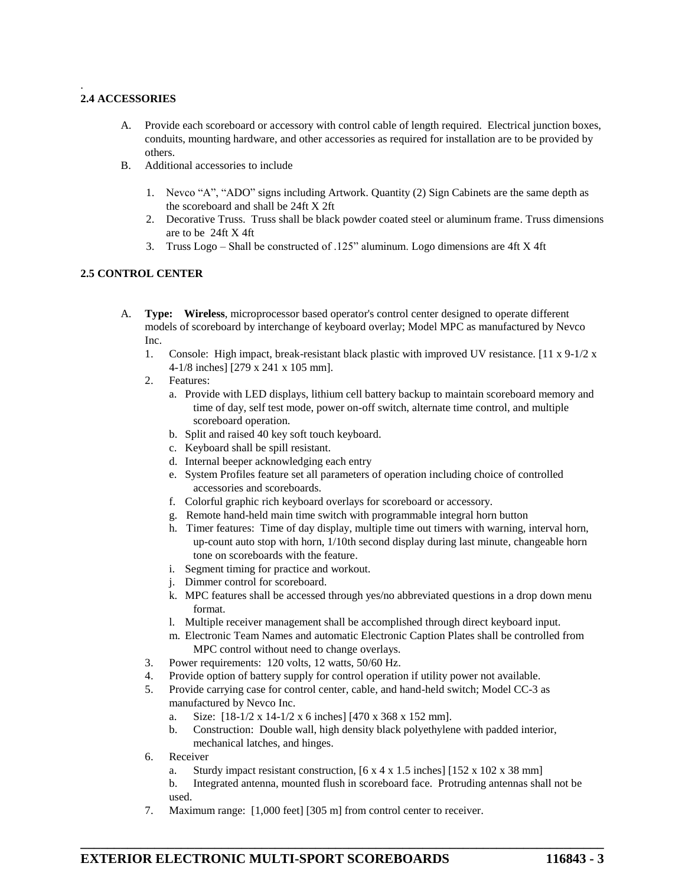## 2.4 ACCESSORIES

A. Provide each scoreboard or accessory with control cable of length required. Electrical junction boxes, conduits, mounting hardware, and other accessories as required for installation are to be provided by others.

B. Additional accessories to include

1. Nevco "A", "ADO" signs including Artwork. Quantity (2) Sign Cabinets are the same depth as the scoreboard and shall be 24ft X 2ft
2. Decorative Truss. Truss shall be black powder coated steel or aluminum frame. Truss dimensions are to be 24ft X 4ft
3. Truss Logo – Shall be constructed of .125" aluminum. Logo dimensions are 4ft X 4ft

## 2.5 CONTROL CENTER

A. **Type: Wireless**, microprocessor based operator's control center designed to operate different models of scoreboard by interchange of keyboard overlay; Model MPC as manufactured by Nevco Inc.

1. Console: High impact, break-resistant black plastic with improved UV resistance. [11 x 9-1/2 x 4-1/8 inches] [279 x 241 x 105 mm].
2. Features:
   a. Provide with LED displays, lithium cell battery backup to maintain scoreboard memory and time of day, self test mode, power on-off switch, alternate time control, and multiple scoreboard operation.
   b. Split and raised 40 key soft touch keyboard.
   c. Keyboard shall be spill resistant.
   d. Internal beeper acknowledging each entry
   e. System Profiles feature set all parameters of operation including choice of controlled accessories and scoreboards.
   f. Colorful graphic rich keyboard overlays for scoreboard or accessory.
   g. Remote hand-held main time switch with programmable integral horn button
   h. Timer features: Time of day display, multiple time out timers with warning, interval horn, up-count auto stop with horn, 1/10th second display during last minute, changeable horn tone on scoreboards with the feature.
   i. Segment timing for practice and workout.
   j. Dimmer control for scoreboard.
   k. MPC features shall be accessed through yes/no abbreviated questions in a drop down menu format.
   l. Multiple receiver management shall be accomplished through direct keyboard input.
   m. Electronic Team Names and automatic Electronic Caption Plates shall be controlled from MPC control without need to change overlays.
3. Power requirements: 120 volts, 12 watts, 50/60 Hz.
4. Provide option of battery supply for control operation if utility power not available.
5. Provide carrying case for control center, cable, and hand-held switch; Model CC-3 as manufactured by Nevco Inc.
   a. Size: [18-1/2 x 14-1/2 x 6 inches] [470 x 368 x 152 mm].
   b. Construction: Double wall, high density black polyethylene with padded interior, mechanical latches, and hinges.
6. Receiver
   a. Sturdy impact resistant construction, [6 x 4 x 1.5 inches] [152 x 102 x 38 mm]
   b. Integrated antenna, mounted flush in scoreboard face. Protruding antennas shall not be used.
7. Maximum range: [1,000 feet] [305 m] from control center to receiver.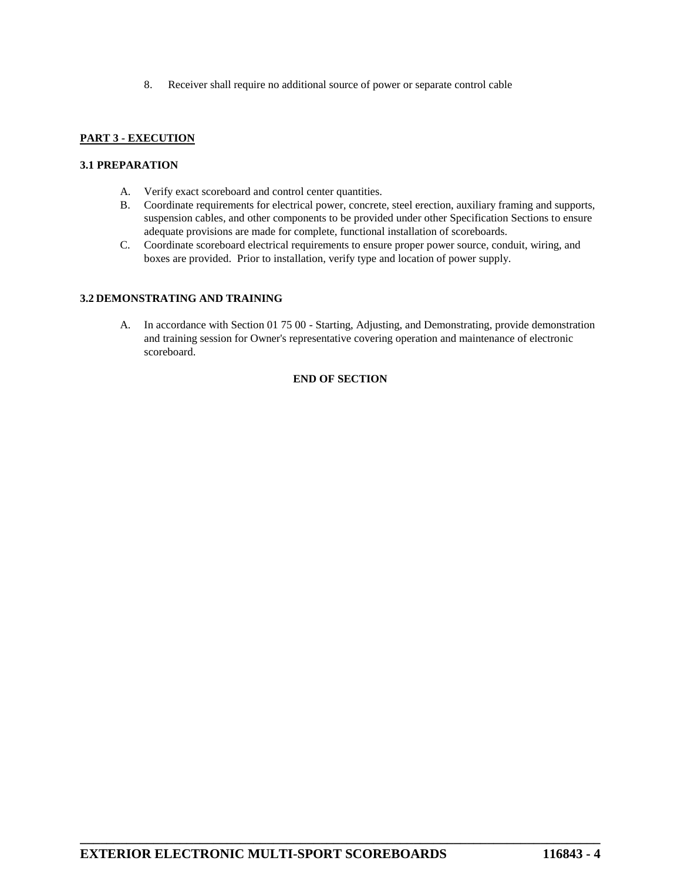8. Receiver shall require no additional source of power or separate control cable

## PART 3 - EXECUTION

### 3.1 PREPARATION

A. Verify exact scoreboard and control center quantities.

B. Coordinate requirements for electrical power, concrete, steel erection, auxiliary framing and supports, suspension cables, and other components to be provided under other Specification Sections to ensure adequate provisions are made for complete, functional installation of scoreboards.

C. Coordinate scoreboard electrical requirements to ensure proper power source, conduit, wiring, and boxes are provided. Prior to installation, verify type and location of power supply.

### 3.2 DEMONSTRATING AND TRAINING

A. In accordance with Section 01 75 00 - Starting, Adjusting, and Demonstrating, provide demonstration and training session for Owner's representative covering operation and maintenance of electronic scoreboard.

**END OF SECTION**